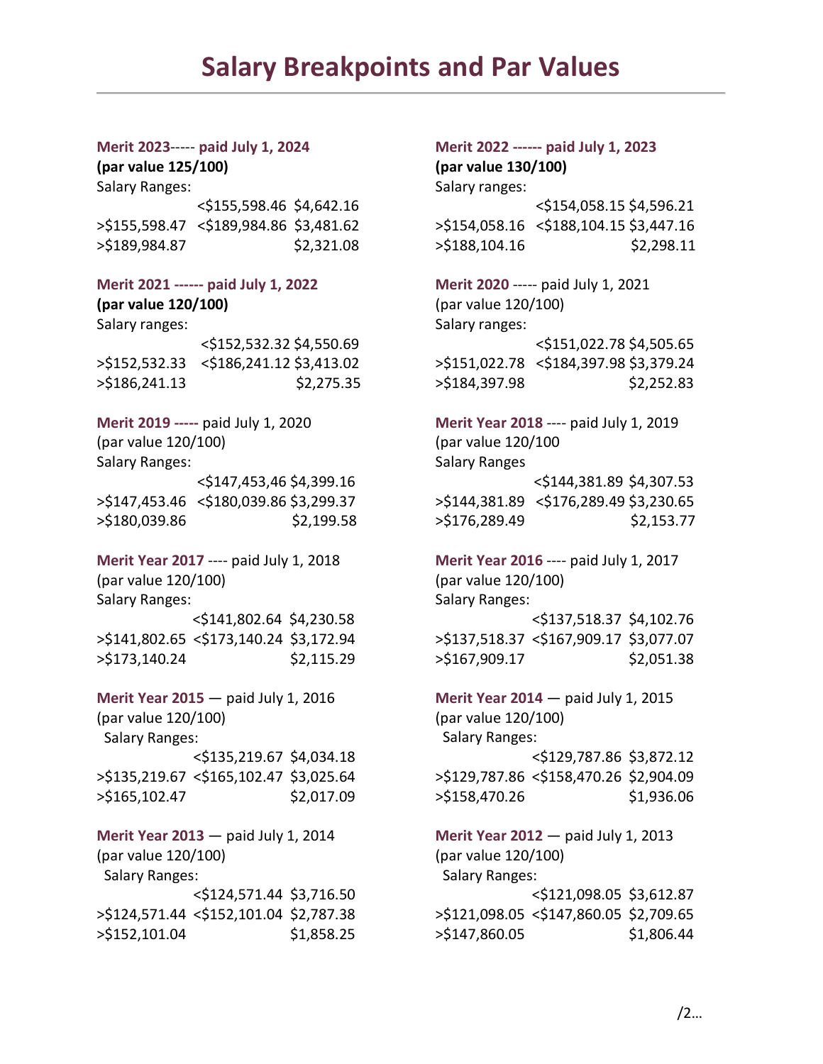# Salary Breakpoints and Par Values

**Merit 2023----- paid July 1, 2024**
**(par value 125/100)**
Salary Ranges:

| | | |
|---|---|---|
| | <$155,598.46 | $4,642.16 |
| >$155,598.47 | <$189,984.86 | $3,481.62 |
| >$189,984.87 | | $2,321.08 |

**Merit 2022 ------ paid July 1, 2023**
**(par value 130/100)**
Salary ranges:

| | | |
|---|---|---|
| | <$154,058.15 | $4,596.21 |
| >$154,058.16 | <$188,104.15 | $3,447.16 |
| >$188,104.16 | | $2,298.11 |

**Merit 2021 ------ paid July 1, 2022**
**(par value 120/100)**
Salary ranges:

| | | |
|---|---|---|
| | <$152,532.32 | $4,550.69 |
| >$152,532.33 | <$186,241.12 | $3,413.02 |
| >$186,241.13 | | $2,275.35 |

**Merit 2020** ----- paid July 1, 2021
(par value 120/100)
Salary ranges:

| | | |
|---|---|---|
| | <$151,022.78 | $4,505.65 |
| >$151,022.78 | <$184,397.98 | $3,379.24 |
| >$184,397.98 | | $2,252.83 |

**Merit 2019 -----** paid July 1, 2020
(par value 120/100)
Salary Ranges:

| | | |
|---|---|---|
| | <$147,453,46 | $4,399.16 |
| >$147,453.46 | <$180,039.86 | $3,299.37 |
| >$180,039.86 | | $2,199.58 |

**Merit Year 2018** ---- paid July 1, 2019
(par value 120/100
Salary Ranges

| | | |
|---|---|---|
| | <$144,381.89 | $4,307.53 |
| >$144,381.89 | <$176,289.49 | $3,230.65 |
| >$176,289.49 | | $2,153.77 |

**Merit Year 2017** ---- paid July 1, 2018
(par value 120/100)
Salary Ranges:

| | | |
|---|---|---|
| | <$141,802.64 | $4,230.58 |
| >$141,802.65 | <$173,140.24 | $3,172.94 |
| >$173,140.24 | | $2,115.29 |

**Merit Year 2016** ---- paid July 1, 2017
(par value 120/100)
Salary Ranges:

| | | |
|---|---|---|
| | <$137,518.37 | $4,102.76 |
| >$137,518.37 | <$167,909.17 | $3,077.07 |
| >$167,909.17 | | $2,051.38 |

**Merit Year 2015** — paid July 1, 2016
(par value 120/100)
Salary Ranges:

| | | |
|---|---|---|
| | <$135,219.67 | $4,034.18 |
| >$135,219.67 | <$165,102.47 | $3,025.64 |
| >$165,102.47 | | $2,017.09 |

**Merit Year 2014** — paid July 1, 2015
(par value 120/100)
Salary Ranges:

| | | |
|---|---|---|
| | <$129,787.86 | $3,872.12 |
| >$129,787.86 | <$158,470.26 | $2,904.09 |
| >$158,470.26 | | $1,936.06 |

**Merit Year 2013** — paid July 1, 2014
(par value 120/100)
Salary Ranges:

| | | |
|---|---|---|
| | <$124,571.44 | $3,716.50 |
| >$124,571.44 | <$152,101.04 | $2,787.38 |
| >$152,101.04 | | $1,858.25 |

**Merit Year 2012** — paid July 1, 2013
(par value 120/100)
Salary Ranges:

| | | |
|---|---|---|
| | <$121,098.05 | $3,612.87 |
| >$121,098.05 | <$147,860.05 | $2,709.65 |
| >$147,860.05 | | $1,806.44 |

/2…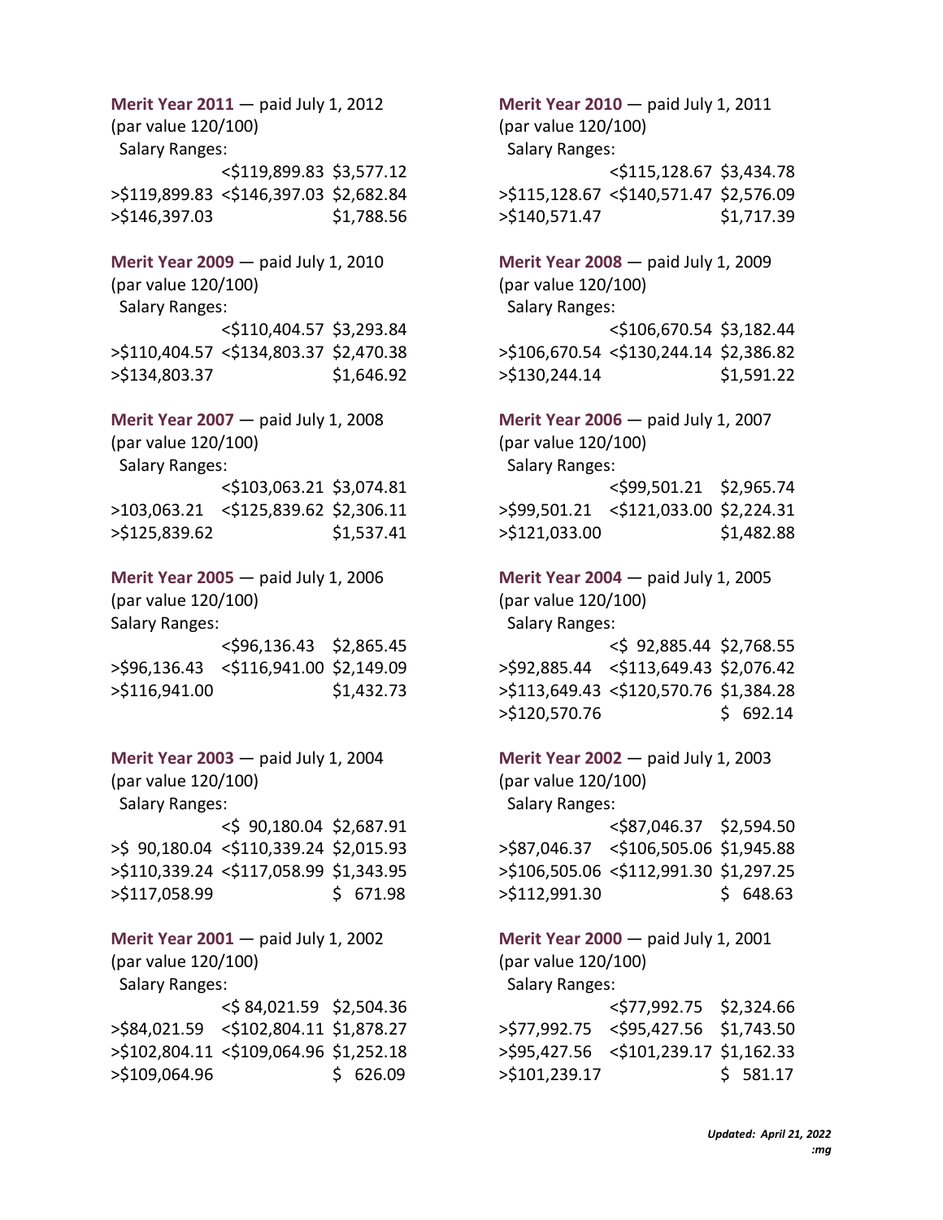**Merit Year 2011** — paid July 1, 2012
(par value 120/100)
Salary Ranges:

| | | |
|---|---|---|
| | <$119,899.83 | $3,577.12 |
| >$119,899.83 | <$146,397.03 | $2,682.84 |
| >$146,397.03 | | $1,788.56 |

**Merit Year 2010** — paid July 1, 2011
(par value 120/100)
Salary Ranges:

| | | |
|---|---|---|
| | <$115,128.67 | $3,434.78 |
| >$115,128.67 | <$140,571.47 | $2,576.09 |
| >$140,571.47 | | $1,717.39 |

**Merit Year 2009** — paid July 1, 2010
(par value 120/100)
Salary Ranges:

| | | |
|---|---|---|
| | <$110,404.57 | $3,293.84 |
| >$110,404.57 | <$134,803.37 | $2,470.38 |
| >$134,803.37 | | $1,646.92 |

**Merit Year 2008** — paid July 1, 2009
(par value 120/100)
Salary Ranges:

| | | |
|---|---|---|
| | <$106,670.54 | $3,182.44 |
| >$106,670.54 | <$130,244.14 | $2,386.82 |
| >$130,244.14 | | $1,591.22 |

**Merit Year 2007** — paid July 1, 2008
(par value 120/100)
Salary Ranges:

| | | |
|---|---|---|
| | <$103,063.21 | $3,074.81 |
| >103,063.21 | <$125,839.62 | $2,306.11 |
| >$125,839.62 | | $1,537.41 |

**Merit Year 2006** — paid July 1, 2007
(par value 120/100)
Salary Ranges:

| | | |
|---|---|---|
| | <$99,501.21 | $2,965.74 |
| >$99,501.21 | <$121,033.00 | $2,224.31 |
| >$121,033.00 | | $1,482.88 |

**Merit Year 2005** — paid July 1, 2006
(par value 120/100)
Salary Ranges:

| | | |
|---|---|---|
| | <$96,136.43 | $2,865.45 |
| >$96,136.43 | <$116,941.00 | $2,149.09 |
| >$116,941.00 | | $1,432.73 |

**Merit Year 2004** — paid July 1, 2005
(par value 120/100)
Salary Ranges:

| | | |
|---|---|---|
| | <$ 92,885.44 | $2,768.55 |
| >$92,885.44 | <$113,649.43 | $2,076.42 |
| >$113,649.43 | <$120,570.76 | $1,384.28 |
| >$120,570.76 | | $ 692.14 |

**Merit Year 2003** — paid July 1, 2004
(par value 120/100)
Salary Ranges:

| | | |
|---|---|---|
| | <$ 90,180.04 | $2,687.91 |
| >$ 90,180.04 | <$110,339.24 | $2,015.93 |
| >$110,339.24 | <$117,058.99 | $1,343.95 |
| >$117,058.99 | | $ 671.98 |

**Merit Year 2002** — paid July 1, 2003
(par value 120/100)
Salary Ranges:

| | | |
|---|---|---|
| | <$87,046.37 | $2,594.50 |
| >$87,046.37 | <$106,505.06 | $1,945.88 |
| >$106,505.06 | <$112,991.30 | $1,297.25 |
| >$112,991.30 | | $ 648.63 |

**Merit Year 2001** — paid July 1, 2002
(par value 120/100)
Salary Ranges:

| | | |
|---|---|---|
| | <$ 84,021.59 | $2,504.36 |
| >$84,021.59 | <$102,804.11 | $1,878.27 |
| >$102,804.11 | <$109,064.96 | $1,252.18 |
| >$109,064.96 | | $ 626.09 |

**Merit Year 2000** — paid July 1, 2001
(par value 120/100)
Salary Ranges:

| | | |
|---|---|---|
| | <$77,992.75 | $2,324.66 |
| >$77,992.75 | <$95,427.56 | $1,743.50 |
| >$95,427.56 | <$101,239.17 | $1,162.33 |
| >$101,239.17 | | $ 581.17 |

***Updated: April 21, 2022***
***:mg***